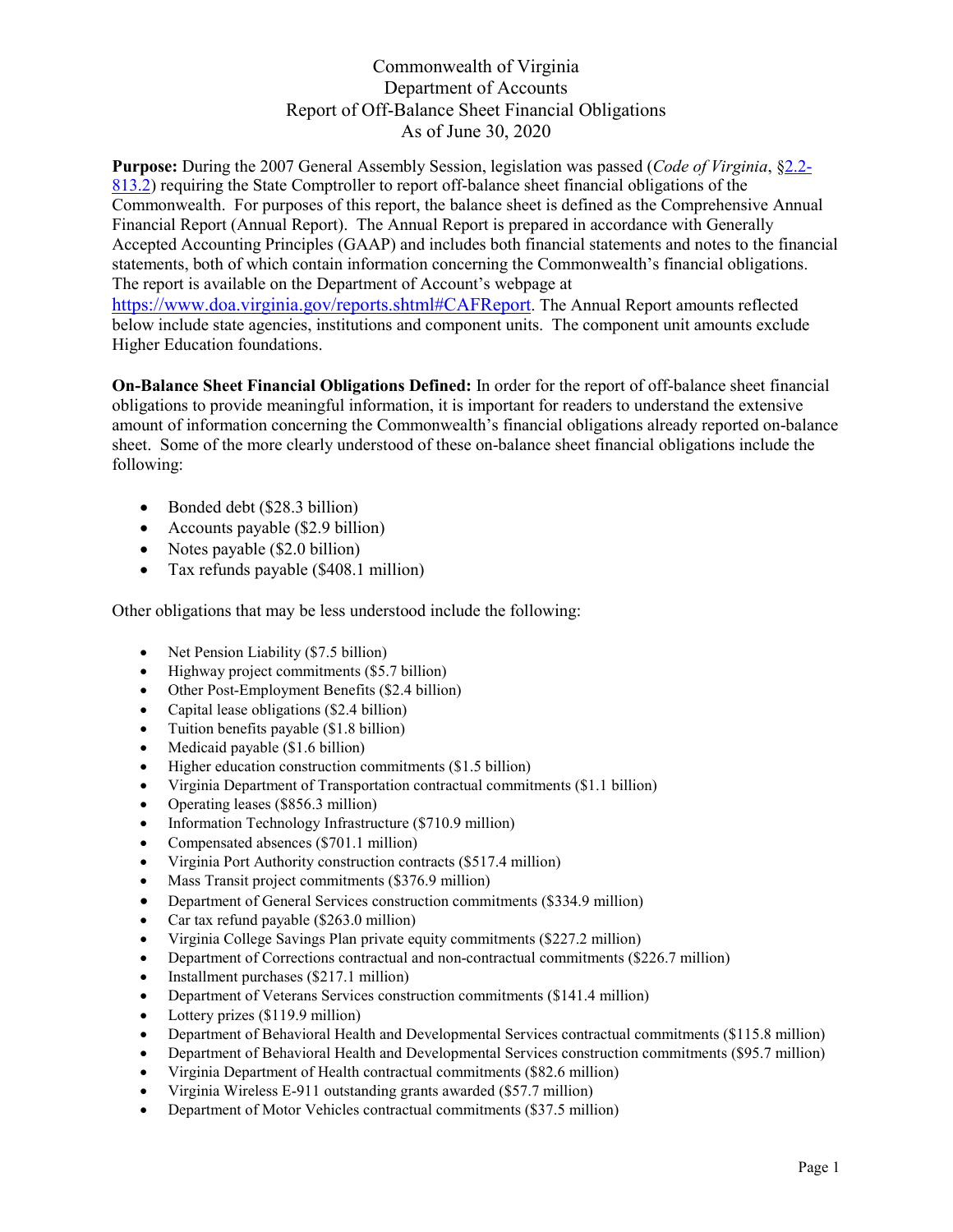# Commonwealth of Virginia
## Department of Accounts
## Report of Off-Balance Sheet Financial Obligations
## As of June 30, 2020

**Purpose:** During the 2007 General Assembly Session, legislation was passed (*Code of Virginia*, §2.2-813.2) requiring the State Comptroller to report off-balance sheet financial obligations of the Commonwealth. For purposes of this report, the balance sheet is defined as the Comprehensive Annual Financial Report (Annual Report). The Annual Report is prepared in accordance with Generally Accepted Accounting Principles (GAAP) and includes both financial statements and notes to the financial statements, both of which contain information concerning the Commonwealth's financial obligations. The report is available on the Department of Account's webpage at https://www.doa.virginia.gov/reports.shtml#CAFReport. The Annual Report amounts reflected below include state agencies, institutions and component units. The component unit amounts exclude Higher Education foundations.

**On-Balance Sheet Financial Obligations Defined:** In order for the report of off-balance sheet financial obligations to provide meaningful information, it is important for readers to understand the extensive amount of information concerning the Commonwealth's financial obligations already reported on-balance sheet. Some of the more clearly understood of these on-balance sheet financial obligations include the following:

- Bonded debt ($28.3 billion)
- Accounts payable ($2.9 billion)
- Notes payable ($2.0 billion)
- Tax refunds payable ($408.1 million)

Other obligations that may be less understood include the following:

- Net Pension Liability ($7.5 billion)
- Highway project commitments ($5.7 billion)
- Other Post-Employment Benefits ($2.4 billion)
- Capital lease obligations ($2.4 billion)
- Tuition benefits payable ($1.8 billion)
- Medicaid payable ($1.6 billion)
- Higher education construction commitments ($1.5 billion)
- Virginia Department of Transportation contractual commitments ($1.1 billion)
- Operating leases ($856.3 million)
- Information Technology Infrastructure ($710.9 million)
- Compensated absences ($701.1 million)
- Virginia Port Authority construction contracts ($517.4 million)
- Mass Transit project commitments ($376.9 million)
- Department of General Services construction commitments ($334.9 million)
- Car tax refund payable ($263.0 million)
- Virginia College Savings Plan private equity commitments ($227.2 million)
- Department of Corrections contractual and non-contractual commitments ($226.7 million)
- Installment purchases ($217.1 million)
- Department of Veterans Services construction commitments ($141.4 million)
- Lottery prizes ($119.9 million)
- Department of Behavioral Health and Developmental Services contractual commitments ($115.8 million)
- Department of Behavioral Health and Developmental Services construction commitments ($95.7 million)
- Virginia Department of Health contractual commitments ($82.6 million)
- Virginia Wireless E-911 outstanding grants awarded ($57.7 million)
- Department of Motor Vehicles contractual commitments ($37.5 million)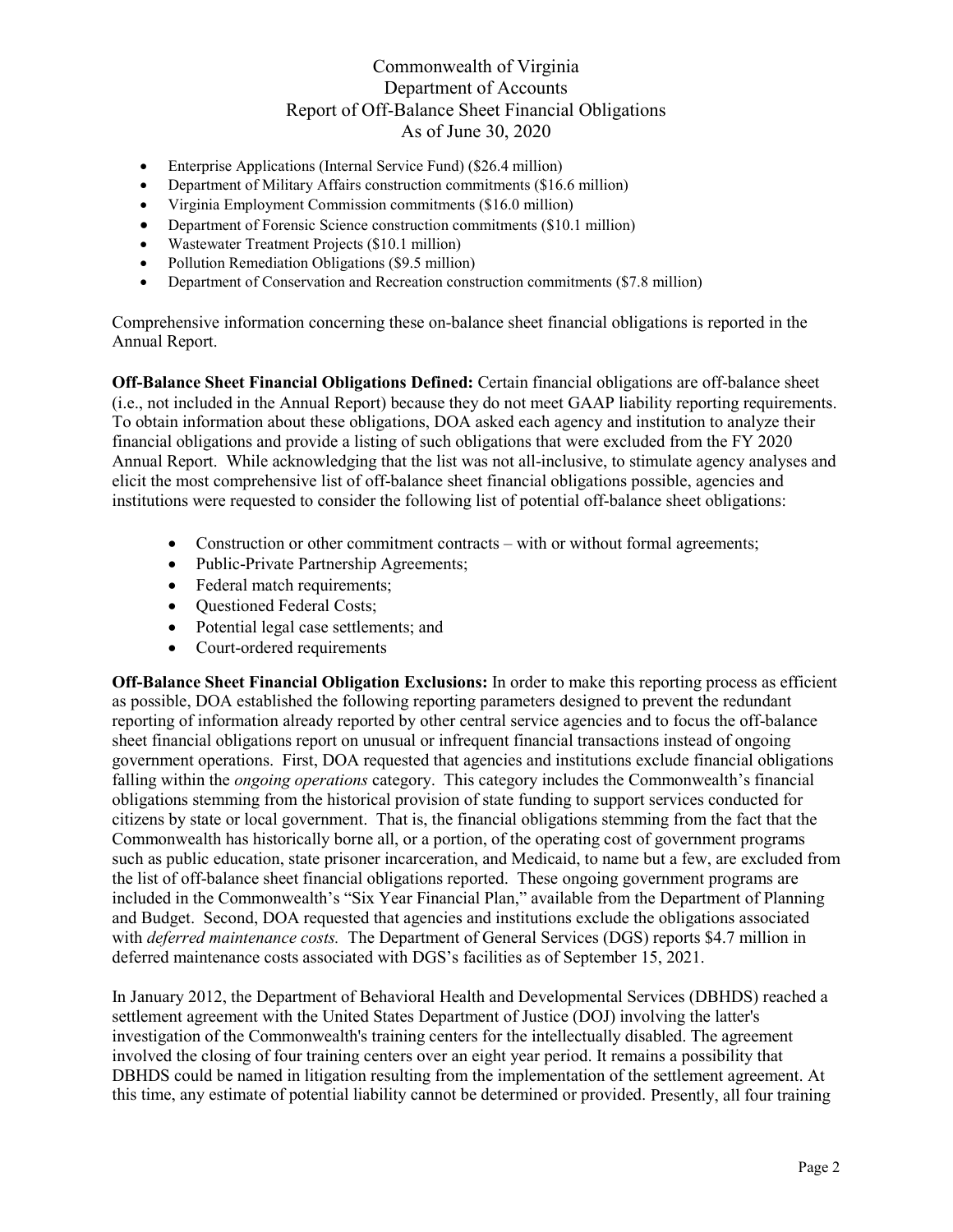- Enterprise Applications (Internal Service Fund) ($26.4 million)
- Department of Military Affairs construction commitments ($16.6 million)
- Virginia Employment Commission commitments ($16.0 million)
- Department of Forensic Science construction commitments ($10.1 million)
- Wastewater Treatment Projects ($10.1 million)
- Pollution Remediation Obligations ($9.5 million)
- Department of Conservation and Recreation construction commitments ($7.8 million)

Comprehensive information concerning these on-balance sheet financial obligations is reported in the Annual Report.

**Off-Balance Sheet Financial Obligations Defined:** Certain financial obligations are off-balance sheet (i.e., not included in the Annual Report) because they do not meet GAAP liability reporting requirements. To obtain information about these obligations, DOA asked each agency and institution to analyze their financial obligations and provide a listing of such obligations that were excluded from the FY 2020 Annual Report. While acknowledging that the list was not all-inclusive, to stimulate agency analyses and elicit the most comprehensive list of off-balance sheet financial obligations possible, agencies and institutions were requested to consider the following list of potential off-balance sheet obligations:

- Construction or other commitment contracts – with or without formal agreements;
- Public-Private Partnership Agreements;
- Federal match requirements;
- Questioned Federal Costs;
- Potential legal case settlements; and
- Court-ordered requirements

**Off-Balance Sheet Financial Obligation Exclusions:** In order to make this reporting process as efficient as possible, DOA established the following reporting parameters designed to prevent the redundant reporting of information already reported by other central service agencies and to focus the off-balance sheet financial obligations report on unusual or infrequent financial transactions instead of ongoing government operations. First, DOA requested that agencies and institutions exclude financial obligations falling within the *ongoing operations* category. This category includes the Commonwealth's financial obligations stemming from the historical provision of state funding to support services conducted for citizens by state or local government. That is, the financial obligations stemming from the fact that the Commonwealth has historically borne all, or a portion, of the operating cost of government programs such as public education, state prisoner incarceration, and Medicaid, to name but a few, are excluded from the list of off-balance sheet financial obligations reported. These ongoing government programs are included in the Commonwealth's "Six Year Financial Plan," available from the Department of Planning and Budget. Second, DOA requested that agencies and institutions exclude the obligations associated with *deferred maintenance costs.* The Department of General Services (DGS) reports $4.7 million in deferred maintenance costs associated with DGS's facilities as of September 15, 2021.

In January 2012, the Department of Behavioral Health and Developmental Services (DBHDS) reached a settlement agreement with the United States Department of Justice (DOJ) involving the latter's investigation of the Commonwealth's training centers for the intellectually disabled. The agreement involved the closing of four training centers over an eight year period. It remains a possibility that DBHDS could be named in litigation resulting from the implementation of the settlement agreement. At this time, any estimate of potential liability cannot be determined or provided. Presently, all four training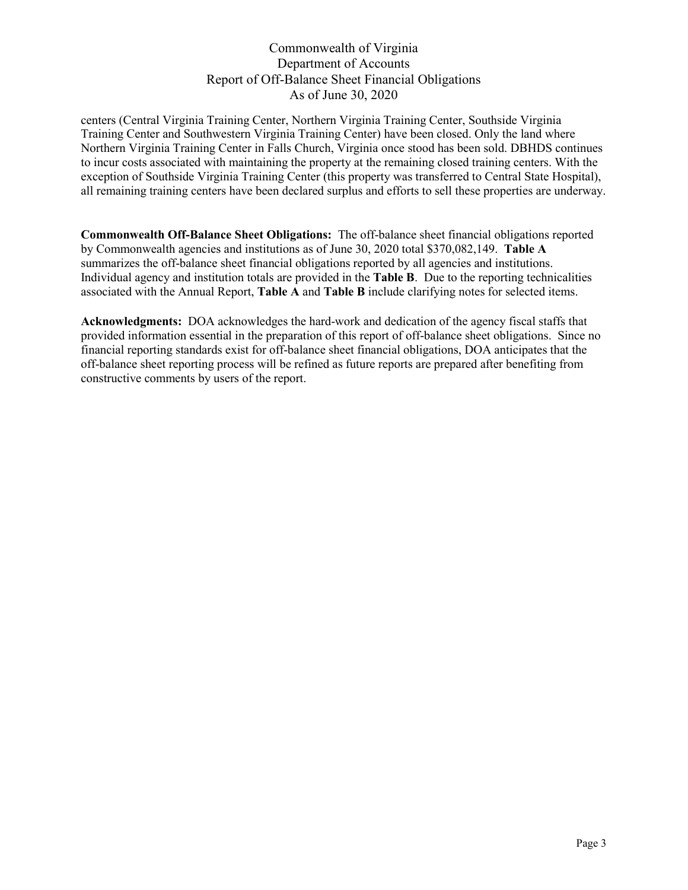centers (Central Virginia Training Center, Northern Virginia Training Center, Southside Virginia Training Center and Southwestern Virginia Training Center) have been closed. Only the land where Northern Virginia Training Center in Falls Church, Virginia once stood has been sold. DBHDS continues to incur costs associated with maintaining the property at the remaining closed training centers. With the exception of Southside Virginia Training Center (this property was transferred to Central State Hospital), all remaining training centers have been declared surplus and efforts to sell these properties are underway.

**Commonwealth Off-Balance Sheet Obligations:** The off-balance sheet financial obligations reported by Commonwealth agencies and institutions as of June 30, 2020 total $370,082,149. **Table A** summarizes the off-balance sheet financial obligations reported by all agencies and institutions. Individual agency and institution totals are provided in the **Table B**. Due to the reporting technicalities associated with the Annual Report, **Table A** and **Table B** include clarifying notes for selected items.

**Acknowledgments:** DOA acknowledges the hard-work and dedication of the agency fiscal staffs that provided information essential in the preparation of this report of off-balance sheet obligations. Since no financial reporting standards exist for off-balance sheet financial obligations, DOA anticipates that the off-balance sheet reporting process will be refined as future reports are prepared after benefiting from constructive comments by users of the report.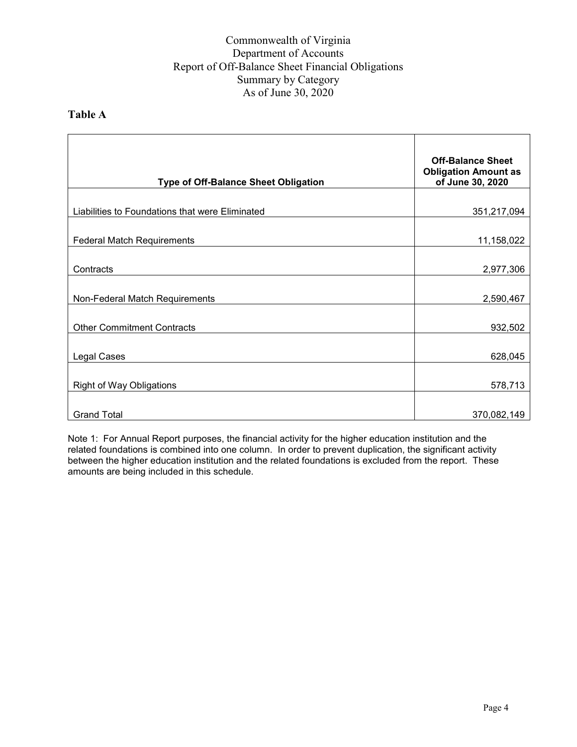# Commonwealth of Virginia
# Department of Accounts
# Report of Off-Balance Sheet Financial Obligations
# Summary by Category
# As of June 30, 2020

## Table A

| Type of Off-Balance Sheet Obligation | Off-Balance Sheet Obligation Amount as of June 30, 2020 |
|---|---:|
| Liabilities to Foundations that were Eliminated | 351,217,094 |
| Federal Match Requirements | 11,158,022 |
| Contracts | 2,977,306 |
| Non-Federal Match Requirements | 2,590,467 |
| Other Commitment Contracts | 932,502 |
| Legal Cases | 628,045 |
| Right of Way Obligations | 578,713 |
| Grand Total | 370,082,149 |

Note 1: For Annual Report purposes, the financial activity for the higher education institution and the related foundations is combined into one column. In order to prevent duplication, the significant activity between the higher education institution and the related foundations is excluded from the report. These amounts are being included in this schedule.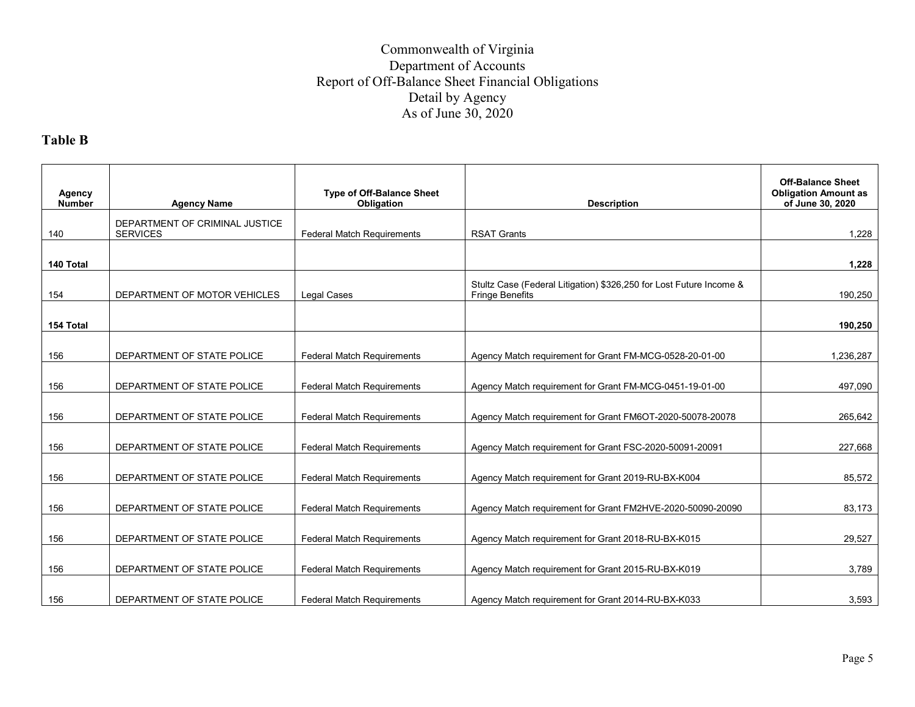Commonwealth of Virginia
Department of Accounts
Report of Off-Balance Sheet Financial Obligations
Detail by Agency
As of June 30, 2020

## Table B

| Agency Number | Agency Name | Type of Off-Balance Sheet Obligation | Description | Off-Balance Sheet Obligation Amount as of June 30, 2020 |
|---|---|---|---|---|
| 140 | DEPARTMENT OF CRIMINAL JUSTICE SERVICES | Federal Match Requirements | RSAT Grants | 1,228 |
| **140 Total** | | | | **1,228** |
| 154 | DEPARTMENT OF MOTOR VEHICLES | Legal Cases | Stultz Case (Federal Litigation) $326,250 for Lost Future Income & Fringe Benefits | 190,250 |
| **154 Total** | | | | **190,250** |
| 156 | DEPARTMENT OF STATE POLICE | Federal Match Requirements | Agency Match requirement for Grant FM-MCG-0528-20-01-00 | 1,236,287 |
| 156 | DEPARTMENT OF STATE POLICE | Federal Match Requirements | Agency Match requirement for Grant FM-MCG-0451-19-01-00 | 497,090 |
| 156 | DEPARTMENT OF STATE POLICE | Federal Match Requirements | Agency Match requirement for Grant FM6OT-2020-50078-20078 | 265,642 |
| 156 | DEPARTMENT OF STATE POLICE | Federal Match Requirements | Agency Match requirement for Grant FSC-2020-50091-20091 | 227,668 |
| 156 | DEPARTMENT OF STATE POLICE | Federal Match Requirements | Agency Match requirement for Grant 2019-RU-BX-K004 | 85,572 |
| 156 | DEPARTMENT OF STATE POLICE | Federal Match Requirements | Agency Match requirement for Grant FM2HVE-2020-50090-20090 | 83,173 |
| 156 | DEPARTMENT OF STATE POLICE | Federal Match Requirements | Agency Match requirement for Grant 2018-RU-BX-K015 | 29,527 |
| 156 | DEPARTMENT OF STATE POLICE | Federal Match Requirements | Agency Match requirement for Grant 2015-RU-BX-K019 | 3,789 |
| 156 | DEPARTMENT OF STATE POLICE | Federal Match Requirements | Agency Match requirement for Grant 2014-RU-BX-K033 | 3,593 |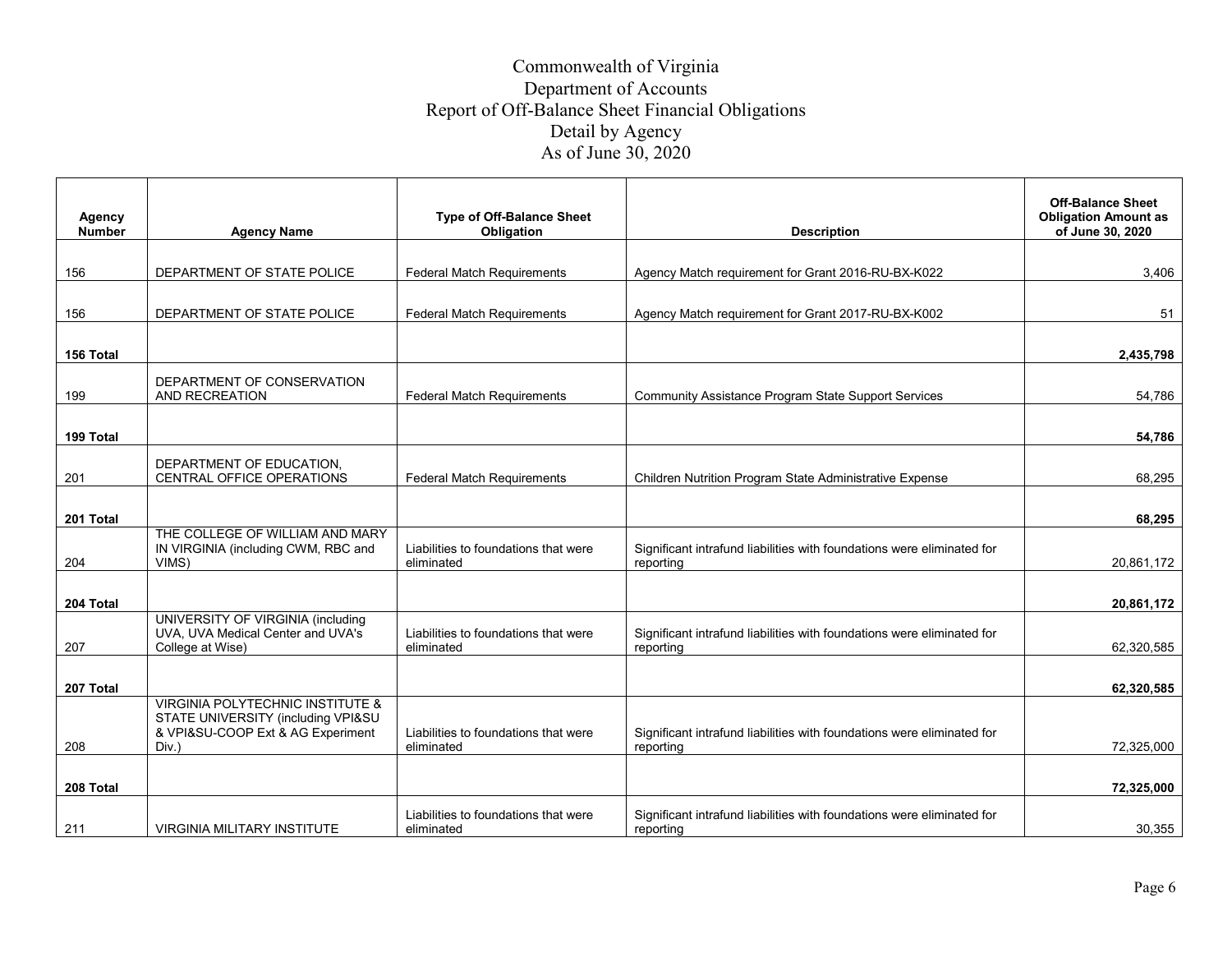# Commonwealth of Virginia
## Department of Accounts
## Report of Off-Balance Sheet Financial Obligations
## Detail by Agency
## As of June 30, 2020

| Agency Number | Agency Name | Type of Off-Balance Sheet Obligation | Description | Off-Balance Sheet Obligation Amount as of June 30, 2020 |
|---|---|---|---|---|
| 156 | DEPARTMENT OF STATE POLICE | Federal Match Requirements | Agency Match requirement for Grant 2016-RU-BX-K022 | 3,406 |
| 156 | DEPARTMENT OF STATE POLICE | Federal Match Requirements | Agency Match requirement for Grant 2017-RU-BX-K002 | 51 |
| **156 Total** | | | | **2,435,798** |
| 199 | DEPARTMENT OF CONSERVATION AND RECREATION | Federal Match Requirements | Community Assistance Program State Support Services | 54,786 |
| **199 Total** | | | | **54,786** |
| 201 | DEPARTMENT OF EDUCATION, CENTRAL OFFICE OPERATIONS | Federal Match Requirements | Children Nutrition Program State Administrative Expense | 68,295 |
| **201 Total** | | | | **68,295** |
| 204 | THE COLLEGE OF WILLIAM AND MARY IN VIRGINIA (including CWM, RBC and VIMS) | Liabilities to foundations that were eliminated | Significant intrafund liabilities with foundations were eliminated for reporting | 20,861,172 |
| **204 Total** | | | | **20,861,172** |
| 207 | UNIVERSITY OF VIRGINIA (including UVA, UVA Medical Center and UVA's College at Wise) | Liabilities to foundations that were eliminated | Significant intrafund liabilities with foundations were eliminated for reporting | 62,320,585 |
| **207 Total** | | | | **62,320,585** |
| 208 | VIRGINIA POLYTECHNIC INSTITUTE & STATE UNIVERSITY (including VPI&SU & VPI&SU-COOP Ext & AG Experiment Div.) | Liabilities to foundations that were eliminated | Significant intrafund liabilities with foundations were eliminated for reporting | 72,325,000 |
| **208 Total** | | | | **72,325,000** |
| 211 | VIRGINIA MILITARY INSTITUTE | Liabilities to foundations that were eliminated | Significant intrafund liabilities with foundations were eliminated for reporting | 30,355 |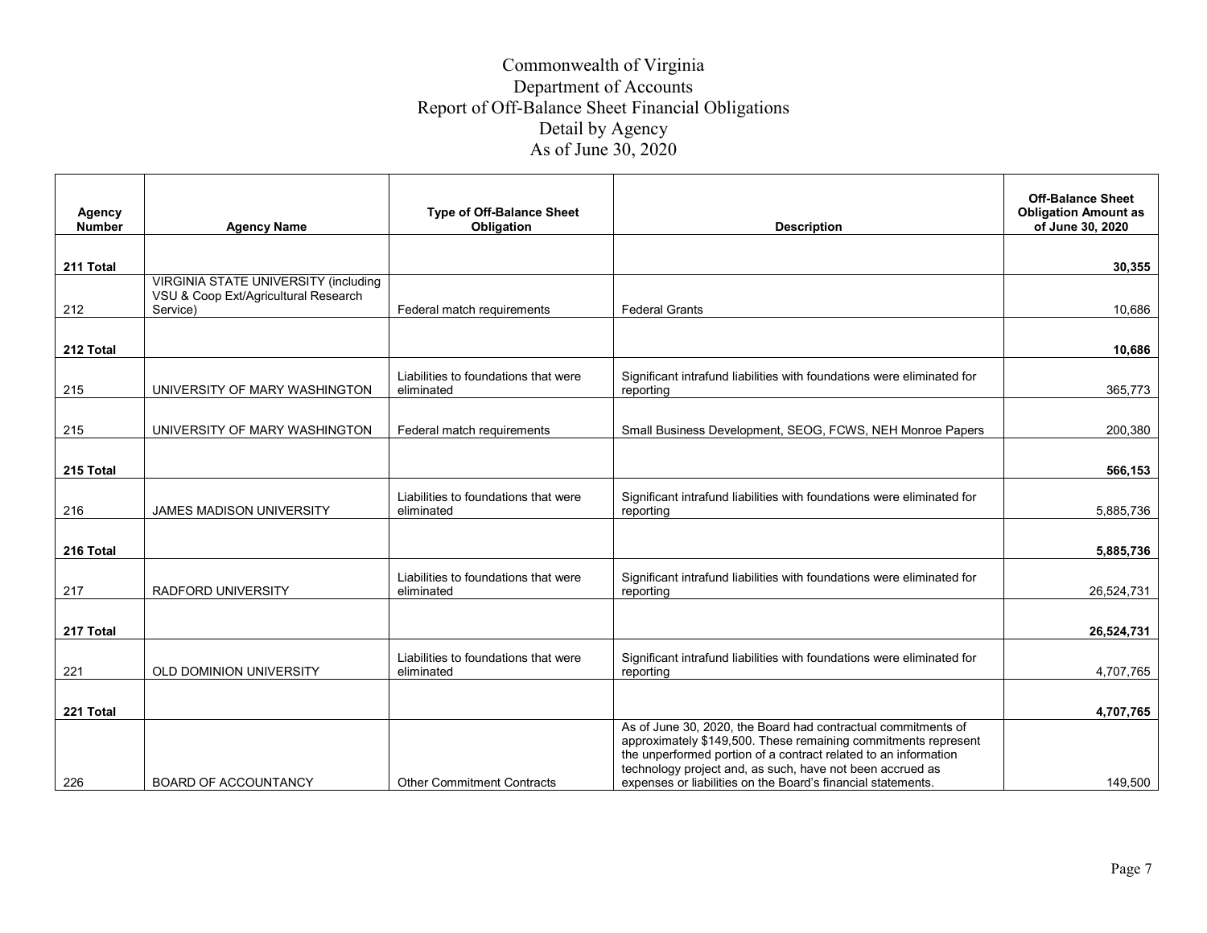# Commonwealth of Virginia
## Department of Accounts
## Report of Off-Balance Sheet Financial Obligations
## Detail by Agency
## As of June 30, 2020

| Agency Number | Agency Name | Type of Off-Balance Sheet Obligation | Description | Off-Balance Sheet Obligation Amount as of June 30, 2020 |
|---|---|---|---|---|
| **211 Total** | | | | **30,355** |
| 212 | VIRGINIA STATE UNIVERSITY (including VSU & Coop Ext/Agricultural Research Service) | Federal match requirements | Federal Grants | 10,686 |
| **212 Total** | | | | **10,686** |
| 215 | UNIVERSITY OF MARY WASHINGTON | Liabilities to foundations that were eliminated | Significant intrafund liabilities with foundations were eliminated for reporting | 365,773 |
| 215 | UNIVERSITY OF MARY WASHINGTON | Federal match requirements | Small Business Development, SEOG, FCWS, NEH Monroe Papers | 200,380 |
| **215 Total** | | | | **566,153** |
| 216 | JAMES MADISON UNIVERSITY | Liabilities to foundations that were eliminated | Significant intrafund liabilities with foundations were eliminated for reporting | 5,885,736 |
| **216 Total** | | | | **5,885,736** |
| 217 | RADFORD UNIVERSITY | Liabilities to foundations that were eliminated | Significant intrafund liabilities with foundations were eliminated for reporting | 26,524,731 |
| **217 Total** | | | | **26,524,731** |
| 221 | OLD DOMINION UNIVERSITY | Liabilities to foundations that were eliminated | Significant intrafund liabilities with foundations were eliminated for reporting | 4,707,765 |
| **221 Total** | | | | **4,707,765** |
| 226 | BOARD OF ACCOUNTANCY | Other Commitment Contracts | As of June 30, 2020, the Board had contractual commitments of approximately $149,500. These remaining commitments represent the unperformed portion of a contract related to an information technology project and, as such, have not been accrued as expenses or liabilities on the Board's financial statements. | 149,500 |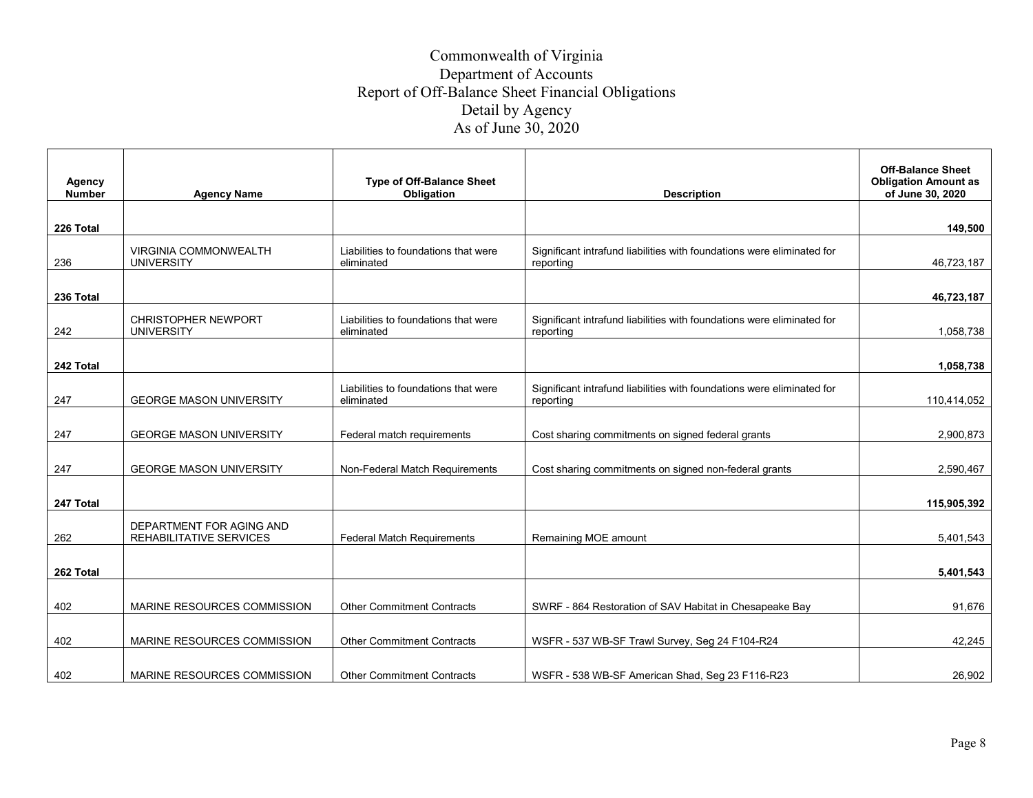# Commonwealth of Virginia
## Department of Accounts
## Report of Off-Balance Sheet Financial Obligations
## Detail by Agency
## As of June 30, 2020

| Agency Number | Agency Name | Type of Off-Balance Sheet Obligation | Description | Off-Balance Sheet Obligation Amount as of June 30, 2020 |
|---|---|---|---|---|
| **226 Total** | | | | **149,500** |
| 236 | VIRGINIA COMMONWEALTH UNIVERSITY | Liabilities to foundations that were eliminated | Significant intrafund liabilities with foundations were eliminated for reporting | 46,723,187 |
| **236 Total** | | | | **46,723,187** |
| 242 | CHRISTOPHER NEWPORT UNIVERSITY | Liabilities to foundations that were eliminated | Significant intrafund liabilities with foundations were eliminated for reporting | 1,058,738 |
| **242 Total** | | | | **1,058,738** |
| 247 | GEORGE MASON UNIVERSITY | Liabilities to foundations that were eliminated | Significant intrafund liabilities with foundations were eliminated for reporting | 110,414,052 |
| 247 | GEORGE MASON UNIVERSITY | Federal match requirements | Cost sharing commitments on signed federal grants | 2,900,873 |
| 247 | GEORGE MASON UNIVERSITY | Non-Federal Match Requirements | Cost sharing commitments on signed non-federal grants | 2,590,467 |
| **247 Total** | | | | **115,905,392** |
| 262 | DEPARTMENT FOR AGING AND REHABILITATIVE SERVICES | Federal Match Requirements | Remaining MOE amount | 5,401,543 |
| **262 Total** | | | | **5,401,543** |
| 402 | MARINE RESOURCES COMMISSION | Other Commitment Contracts | SWRF - 864 Restoration of SAV Habitat in Chesapeake Bay | 91,676 |
| 402 | MARINE RESOURCES COMMISSION | Other Commitment Contracts | WSFR - 537 WB-SF Trawl Survey, Seg 24 F104-R24 | 42,245 |
| 402 | MARINE RESOURCES COMMISSION | Other Commitment Contracts | WSFR - 538 WB-SF American Shad, Seg 23 F116-R23 | 26,902 |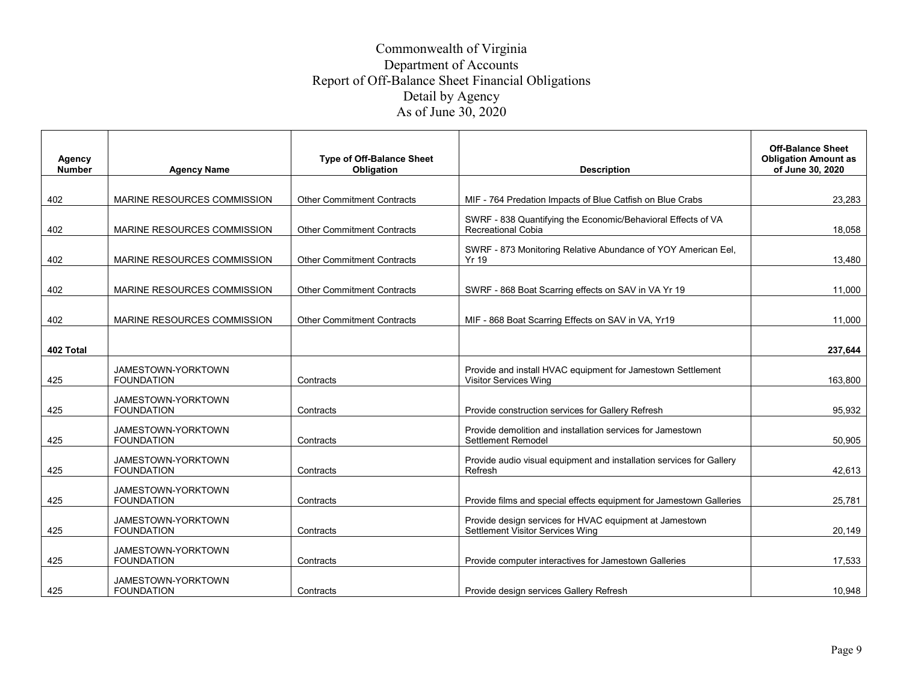# Commonwealth of Virginia
## Department of Accounts
## Report of Off-Balance Sheet Financial Obligations
## Detail by Agency
## As of June 30, 2020

| Agency Number | Agency Name | Type of Off-Balance Sheet Obligation | Description | Off-Balance Sheet Obligation Amount as of June 30, 2020 |
|---|---|---|---|---|
| 402 | MARINE RESOURCES COMMISSION | Other Commitment Contracts | MIF - 764 Predation Impacts of Blue Catfish on Blue Crabs | 23,283 |
| 402 | MARINE RESOURCES COMMISSION | Other Commitment Contracts | SWRF - 838 Quantifying the Economic/Behavioral Effects of VA Recreational Cobia | 18,058 |
| 402 | MARINE RESOURCES COMMISSION | Other Commitment Contracts | SWRF - 873 Monitoring Relative Abundance of YOY American Eel, Yr 19 | 13,480 |
| 402 | MARINE RESOURCES COMMISSION | Other Commitment Contracts | SWRF - 868 Boat Scarring effects on SAV in VA Yr 19 | 11,000 |
| 402 | MARINE RESOURCES COMMISSION | Other Commitment Contracts | MIF - 868 Boat Scarring Effects on SAV in VA, Yr19 | 11,000 |
| **402 Total** | | | | **237,644** |
| 425 | JAMESTOWN-YORKTOWN FOUNDATION | Contracts | Provide and install HVAC equipment for Jamestown Settlement Visitor Services Wing | 163,800 |
| 425 | JAMESTOWN-YORKTOWN FOUNDATION | Contracts | Provide construction services for Gallery Refresh | 95,932 |
| 425 | JAMESTOWN-YORKTOWN FOUNDATION | Contracts | Provide demolition and installation services for Jamestown Settlement Remodel | 50,905 |
| 425 | JAMESTOWN-YORKTOWN FOUNDATION | Contracts | Provide audio visual equipment and installation services for Gallery Refresh | 42,613 |
| 425 | JAMESTOWN-YORKTOWN FOUNDATION | Contracts | Provide films and special effects equipment for Jamestown Galleries | 25,781 |
| 425 | JAMESTOWN-YORKTOWN FOUNDATION | Contracts | Provide design services for HVAC equipment at Jamestown Settlement Visitor Services Wing | 20,149 |
| 425 | JAMESTOWN-YORKTOWN FOUNDATION | Contracts | Provide computer interactives for Jamestown Galleries | 17,533 |
| 425 | JAMESTOWN-YORKTOWN FOUNDATION | Contracts | Provide design services Gallery Refresh | 10,948 |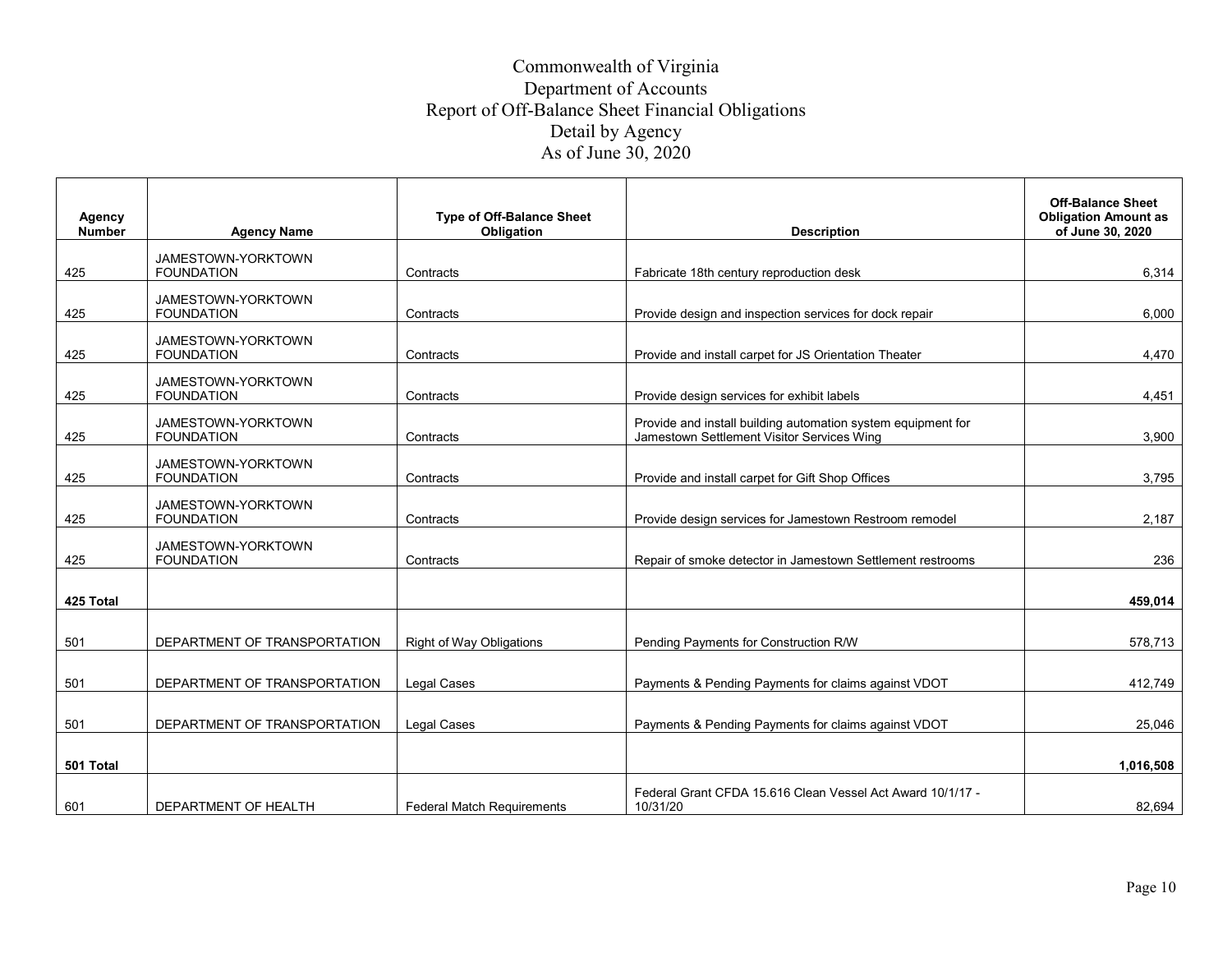# Commonwealth of Virginia
## Department of Accounts
## Report of Off-Balance Sheet Financial Obligations
## Detail by Agency
## As of June 30, 2020

| Agency Number | Agency Name | Type of Off-Balance Sheet Obligation | Description | Off-Balance Sheet Obligation Amount as of June 30, 2020 |
|---|---|---|---|---|
| 425 | JAMESTOWN-YORKTOWN FOUNDATION | Contracts | Fabricate 18th century reproduction desk | 6,314 |
| 425 | JAMESTOWN-YORKTOWN FOUNDATION | Contracts | Provide design and inspection services for dock repair | 6,000 |
| 425 | JAMESTOWN-YORKTOWN FOUNDATION | Contracts | Provide and install carpet for JS Orientation Theater | 4,470 |
| 425 | JAMESTOWN-YORKTOWN FOUNDATION | Contracts | Provide design services for exhibit labels | 4,451 |
| 425 | JAMESTOWN-YORKTOWN FOUNDATION | Contracts | Provide and install building automation system equipment for Jamestown Settlement Visitor Services Wing | 3,900 |
| 425 | JAMESTOWN-YORKTOWN FOUNDATION | Contracts | Provide and install carpet for Gift Shop Offices | 3,795 |
| 425 | JAMESTOWN-YORKTOWN FOUNDATION | Contracts | Provide design services for Jamestown Restroom remodel | 2,187 |
| 425 | JAMESTOWN-YORKTOWN FOUNDATION | Contracts | Repair of smoke detector in Jamestown Settlement restrooms | 236 |
| **425 Total** | | | | **459,014** |
| 501 | DEPARTMENT OF TRANSPORTATION | Right of Way Obligations | Pending Payments for Construction R/W | 578,713 |
| 501 | DEPARTMENT OF TRANSPORTATION | Legal Cases | Payments & Pending Payments for claims against VDOT | 412,749 |
| 501 | DEPARTMENT OF TRANSPORTATION | Legal Cases | Payments & Pending Payments for claims against VDOT | 25,046 |
| **501 Total** | | | | **1,016,508** |
| 601 | DEPARTMENT OF HEALTH | Federal Match Requirements | Federal Grant CFDA 15.616 Clean Vessel Act Award 10/1/17 - 10/31/20 | 82,694 |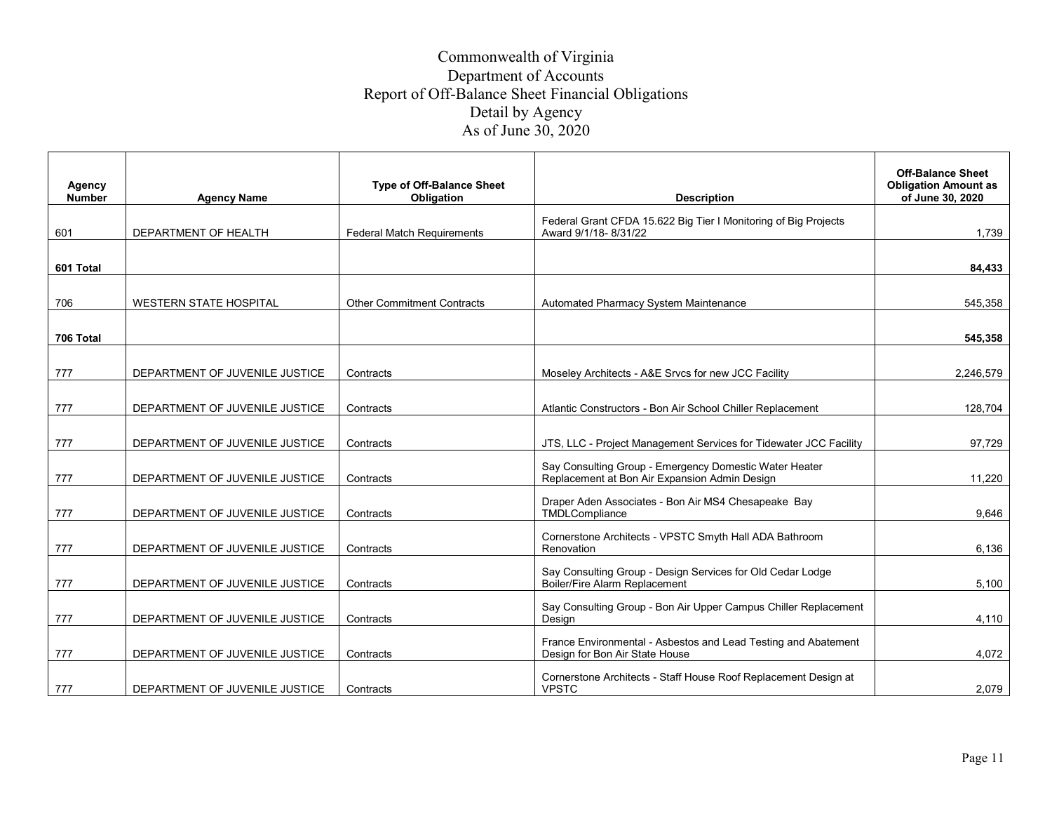# Commonwealth of Virginia
## Department of Accounts
## Report of Off-Balance Sheet Financial Obligations
## Detail by Agency
## As of June 30, 2020

| Agency Number | Agency Name | Type of Off-Balance Sheet Obligation | Description | Off-Balance Sheet Obligation Amount as of June 30, 2020 |
|---|---|---|---|---|
| 601 | DEPARTMENT OF HEALTH | Federal Match Requirements | Federal Grant CFDA 15.622 Big Tier I Monitoring of Big Projects Award 9/1/18- 8/31/22 | 1,739 |
| **601 Total** | | | | **84,433** |
| 706 | WESTERN STATE HOSPITAL | Other Commitment Contracts | Automated Pharmacy System Maintenance | 545,358 |
| **706 Total** | | | | **545,358** |
| 777 | DEPARTMENT OF JUVENILE JUSTICE | Contracts | Moseley Architects - A&E Srvcs for new JCC Facility | 2,246,579 |
| 777 | DEPARTMENT OF JUVENILE JUSTICE | Contracts | Atlantic Constructors - Bon Air School Chiller Replacement | 128,704 |
| 777 | DEPARTMENT OF JUVENILE JUSTICE | Contracts | JTS, LLC - Project Management Services for Tidewater JCC Facility | 97,729 |
| 777 | DEPARTMENT OF JUVENILE JUSTICE | Contracts | Say Consulting Group - Emergency Domestic Water Heater Replacement at Bon Air Expansion Admin Design | 11,220 |
| 777 | DEPARTMENT OF JUVENILE JUSTICE | Contracts | Draper Aden Associates - Bon Air MS4 Chesapeake Bay TMDLCompliance | 9,646 |
| 777 | DEPARTMENT OF JUVENILE JUSTICE | Contracts | Cornerstone Architects - VPSTC Smyth Hall ADA Bathroom Renovation | 6,136 |
| 777 | DEPARTMENT OF JUVENILE JUSTICE | Contracts | Say Consulting Group - Design Services for Old Cedar Lodge Boiler/Fire Alarm Replacement | 5,100 |
| 777 | DEPARTMENT OF JUVENILE JUSTICE | Contracts | Say Consulting Group - Bon Air Upper Campus Chiller Replacement Design | 4,110 |
| 777 | DEPARTMENT OF JUVENILE JUSTICE | Contracts | France Environmental - Asbestos and Lead Testing and Abatement Design for Bon Air State House | 4,072 |
| 777 | DEPARTMENT OF JUVENILE JUSTICE | Contracts | Cornerstone Architects - Staff House Roof Replacement Design at VPSTC | 2,079 |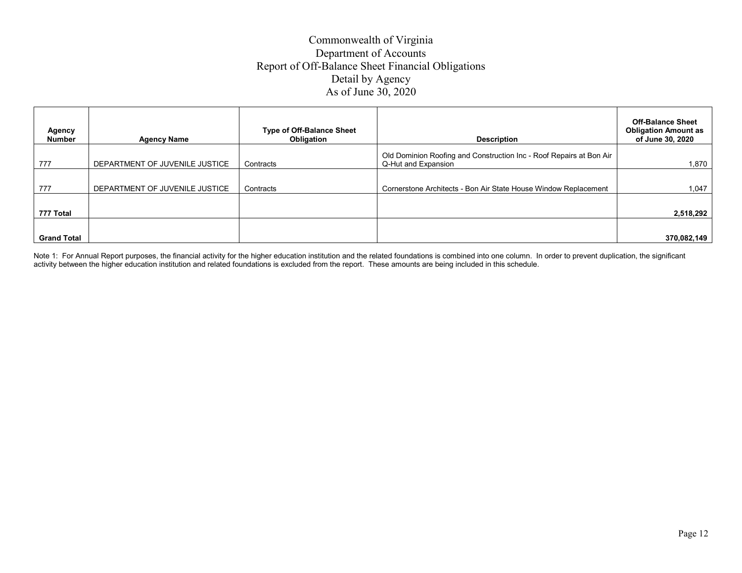# Commonwealth of Virginia
## Department of Accounts
## Report of Off-Balance Sheet Financial Obligations
## Detail by Agency
## As of June 30, 2020

| Agency Number | Agency Name | Type of Off-Balance Sheet Obligation | Description | Off-Balance Sheet Obligation Amount as of June 30, 2020 |
|---|---|---|---|---|
| 777 | DEPARTMENT OF JUVENILE JUSTICE | Contracts | Old Dominion Roofing and Construction Inc - Roof Repairs at Bon Air Q-Hut and Expansion | 1,870 |
| 777 | DEPARTMENT OF JUVENILE JUSTICE | Contracts | Cornerstone Architects - Bon Air State House Window Replacement | 1,047 |
| **777 Total** | | | | **2,518,292** |
| **Grand Total** | | | | **370,082,149** |

Note 1: For Annual Report purposes, the financial activity for the higher education institution and the related foundations is combined into one column. In order to prevent duplication, the significant activity between the higher education institution and related foundations is excluded from the report. These amounts are being included in this schedule.